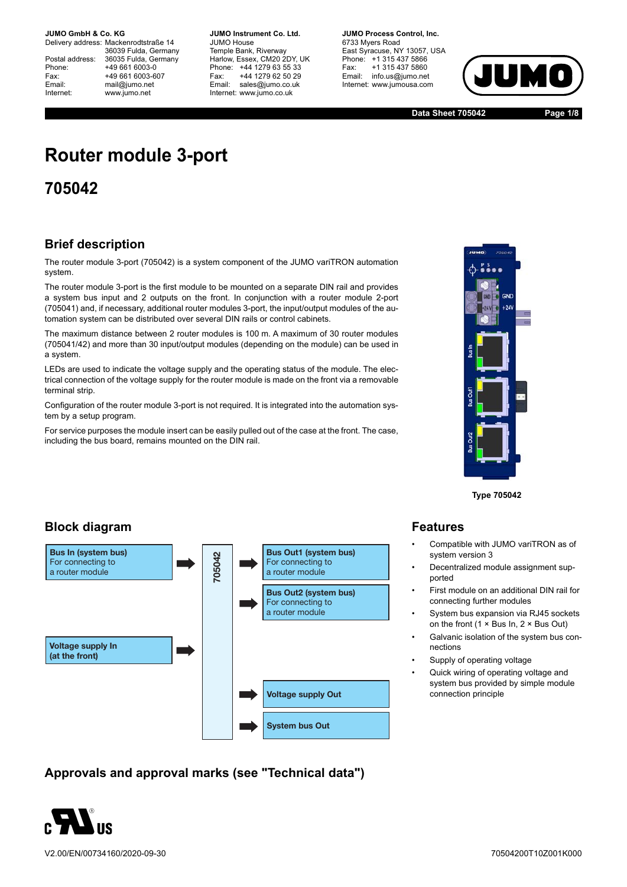**JUMO GmbH & Co. KG**
Delivery address: Mackenrodtstraße 14
36039 Fulda, Germany
Postal address: 36035 Fulda, Germany
Phone: +49 661 6003-0
Fax: +49 661 6003-607
Email: mail@jumo.net
Internet: www.jumo.net

**JUMO Instrument Co. Ltd.**
JUMO House
Temple Bank, Riverway
Harlow, Essex, CM20 2DY, UK
Phone: +44 1279 63 55 33
Fax: +44 1279 62 50 29
Email: sales@jumo.co.uk
Internet: www.jumo.co.uk

**JUMO Process Control, Inc.**
6733 Myers Road
East Syracuse, NY 13057, USA
Phone: +1 315 437 5866
Fax: +1 315 437 5860
Email: info.us@jumo.net
Internet: www.jumousa.com

Data Sheet 705042

# Router module 3-port

# 705042

## Brief description

The router module 3-port (705042) is a system component of the JUMO variTRON automation system.

The router module 3-port is the first module to be mounted on a separate DIN rail and provides a system bus input and 2 outputs on the front. In conjunction with a router module 2-port (705041) and, if necessary, additional router modules 3-port, the input/output modules of the automation system can be distributed over several DIN rails or control cabinets.

The maximum distance between 2 router modules is 100 m. A maximum of 30 router modules (705041/42) and more than 30 input/output modules (depending on the module) can be used in a system.

LEDs are used to indicate the voltage supply and the operating status of the module. The electrical connection of the voltage supply for the router module is made on the front via a removable terminal strip.

Configuration of the router module 3-port is not required. It is integrated into the automation system by a setup program.

For service purposes the module insert can be easily pulled out of the case at the front. The case, including the bus board, remains mounted on the DIN rail.

Type 705042

## Block diagram

**Bus In (system bus)**
For connecting to a router module

**Voltage supply In (at the front)**

705042

**Bus Out1 (system bus)**
For connecting to a router module

**Bus Out2 (system bus)**
For connecting to a router module

**Voltage supply Out**

**System bus Out**

## Features

- Compatible with JUMO variTRON as of system version 3
- Decentralized module assignment supported
- First module on an additional DIN rail for connecting further modules
- System bus expansion via RJ45 sockets on the front (1 × Bus In, 2 × Bus Out)
- Galvanic isolation of the system bus connections
- Supply of operating voltage
- Quick wiring of operating voltage and system bus provided by simple module connection principle

## Approvals and approval marks (see "Technical data")

V2.00/EN/00734160/2020-09-30

70504200T10Z001K000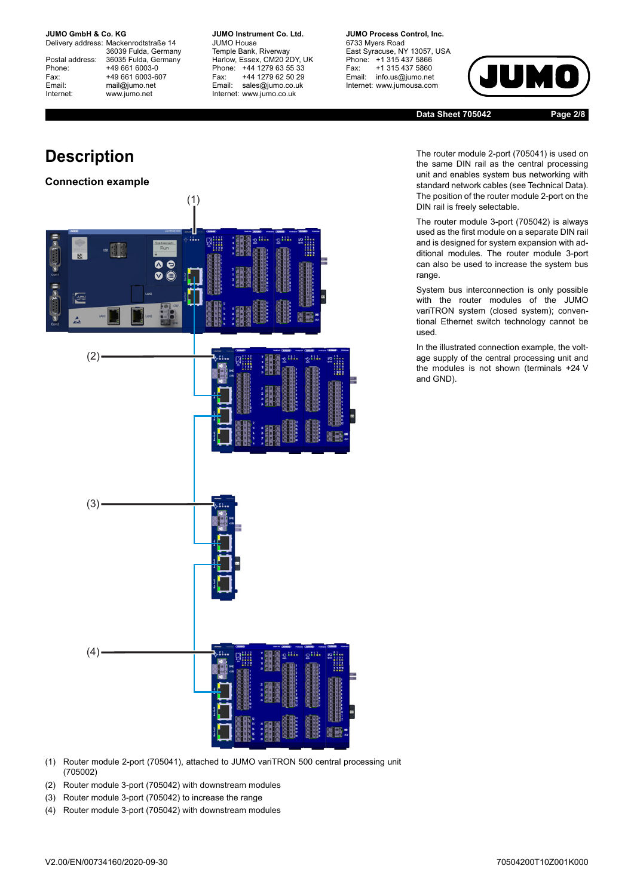# Description

## Connection example

(1)

(2)

(3)

(4)

(1) Router module 2-port (705041), attached to JUMO variTRON 500 central processing unit (705002)

(2) Router module 3-port (705042) with downstream modules

(3) Router module 3-port (705042) to increase the range

(4) Router module 3-port (705042) with downstream modules

The router module 2-port (705041) is used on the same DIN rail as the central processing unit and enables system bus networking with standard network cables (see Technical Data). The position of the router module 2-port on the DIN rail is freely selectable.

The router module 3-port (705042) is always used as the first module on a separate DIN rail and is designed for system expansion with additional modules. The router module 3-port can also be used to increase the system bus range.

System bus interconnection is only possible with the router modules of the JUMO variTRON system (closed system); conventional Ethernet switch technology cannot be used.

In the illustrated connection example, the voltage supply of the central processing unit and the modules is not shown (terminals +24 V and GND).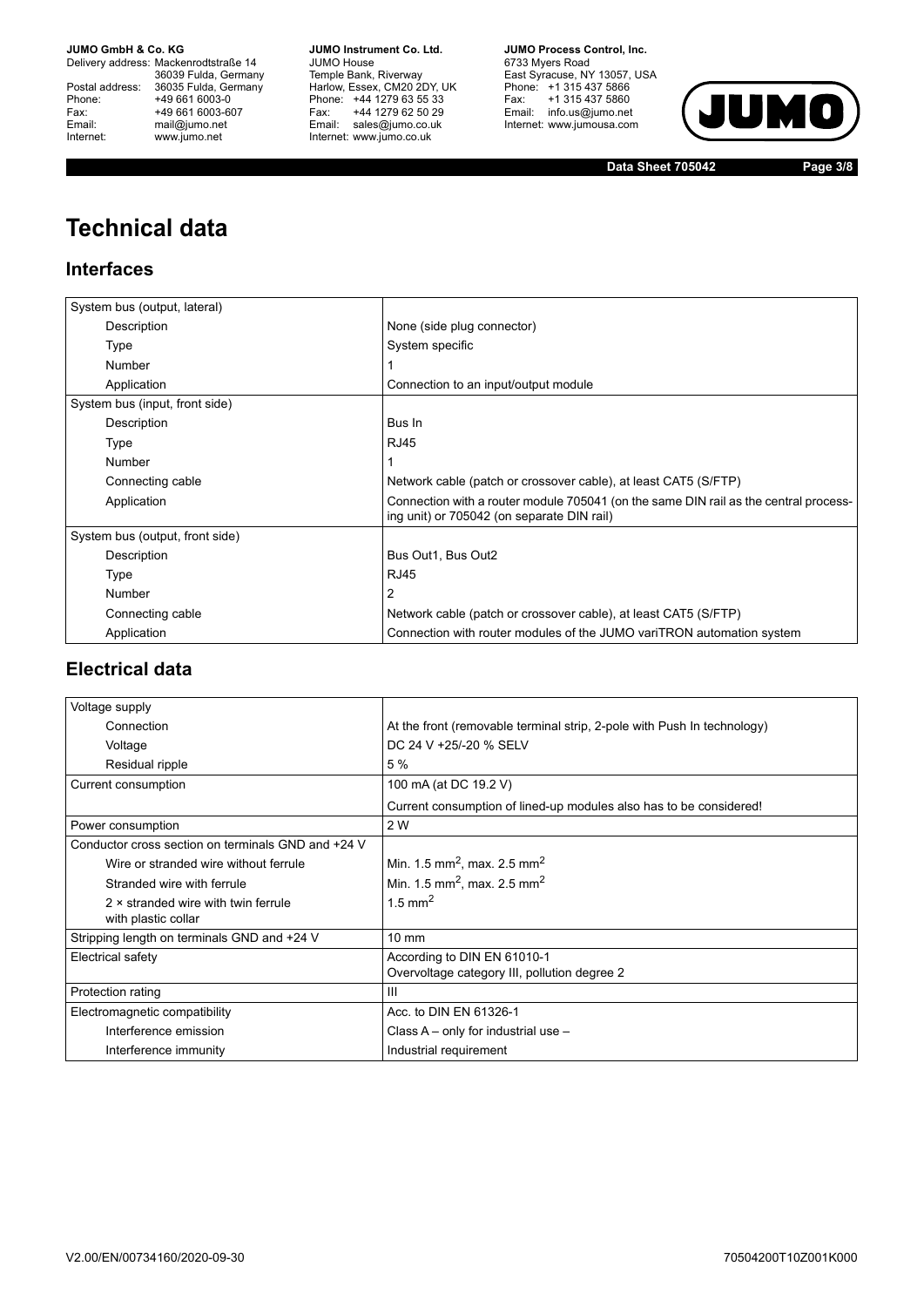# Technical data

## Interfaces

| | |
|---|---|
| System bus (output, lateral) | |
| Description | None (side plug connector) |
| Type | System specific |
| Number | 1 |
| Application | Connection to an input/output module |
| System bus (input, front side) | |
| Description | Bus In |
| Type | RJ45 |
| Number | 1 |
| Connecting cable | Network cable (patch or crossover cable), at least CAT5 (S/FTP) |
| Application | Connection with a router module 705041 (on the same DIN rail as the central processing unit) or 705042 (on separate DIN rail) |
| System bus (output, front side) | |
| Description | Bus Out1, Bus Out2 |
| Type | RJ45 |
| Number | 2 |
| Connecting cable | Network cable (patch or crossover cable), at least CAT5 (S/FTP) |
| Application | Connection with router modules of the JUMO variTRON automation system |

## Electrical data

| | |
|---|---|
| Voltage supply | |
| Connection | At the front (removable terminal strip, 2-pole with Push In technology) |
| Voltage | DC 24 V +25/-20 % SELV |
| Residual ripple | 5 % |
| Current consumption | 100 mA (at DC 19.2 V)<br>Current consumption of lined-up modules also has to be considered! |
| Power consumption | 2 W |
| Conductor cross section on terminals GND and +24 V | |
| Wire or stranded wire without ferrule | Min. 1.5 mm$^2$, max. 2.5 mm$^2$ |
| Stranded wire with ferrule | Min. 1.5 mm$^2$, max. 2.5 mm$^2$ |
| 2 × stranded wire with twin ferrule with plastic collar | 1.5 mm$^2$ |
| Stripping length on terminals GND and +24 V | 10 mm |
| Electrical safety | According to DIN EN 61010-1<br>Overvoltage category III, pollution degree 2 |
| Protection rating | III |
| Electromagnetic compatibility | Acc. to DIN EN 61326-1 |
| Interference emission | Class A – only for industrial use – |
| Interference immunity | Industrial requirement |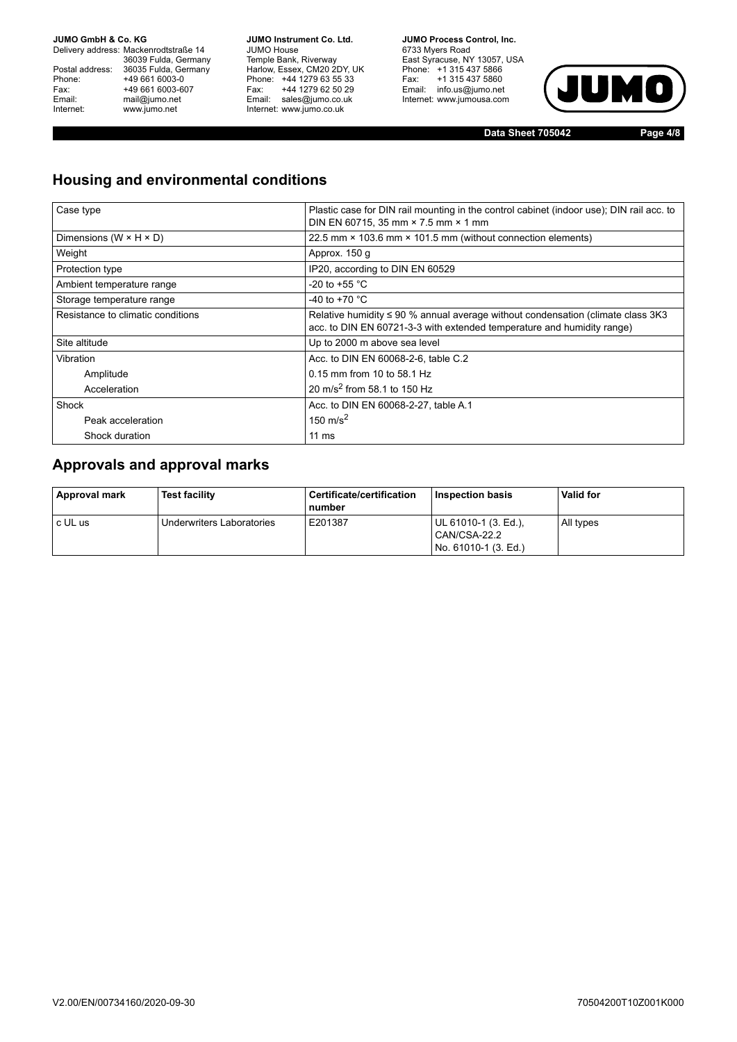## Housing and environmental conditions

| | |
|---|---|
| Case type | Plastic case for DIN rail mounting in the control cabinet (indoor use); DIN rail acc. to DIN EN 60715, 35 mm × 7.5 mm × 1 mm |
| Dimensions (W × H × D) | 22.5 mm × 103.6 mm × 101.5 mm (without connection elements) |
| Weight | Approx. 150 g |
| Protection type | IP20, according to DIN EN 60529 |
| Ambient temperature range | -20 to +55 °C |
| Storage temperature range | -40 to +70 °C |
| Resistance to climatic conditions | Relative humidity ≤ 90 % annual average without condensation (climate class 3K3 acc. to DIN EN 60721-3-3 with extended temperature and humidity range) |
| Site altitude | Up to 2000 m above sea level |
| Vibration | Acc. to DIN EN 60068-2-6, table C.2 |
| Amplitude | 0.15 mm from 10 to 58.1 Hz |
| Acceleration | 20 $m/s^2$ from 58.1 to 150 Hz |
| Shock | Acc. to DIN EN 60068-2-27, table A.1 |
| Peak acceleration | 150 $m/s^2$ |
| Shock duration | 11 ms |

## Approvals and approval marks

| Approval mark | Test facility | Certificate/certification number | Inspection basis | Valid for |
|---|---|---|---|---|
| c UL us | Underwriters Laboratories | E201387 | UL 61010-1 (3. Ed.), CAN/CSA-22.2 No. 61010-1 (3. Ed.) | All types |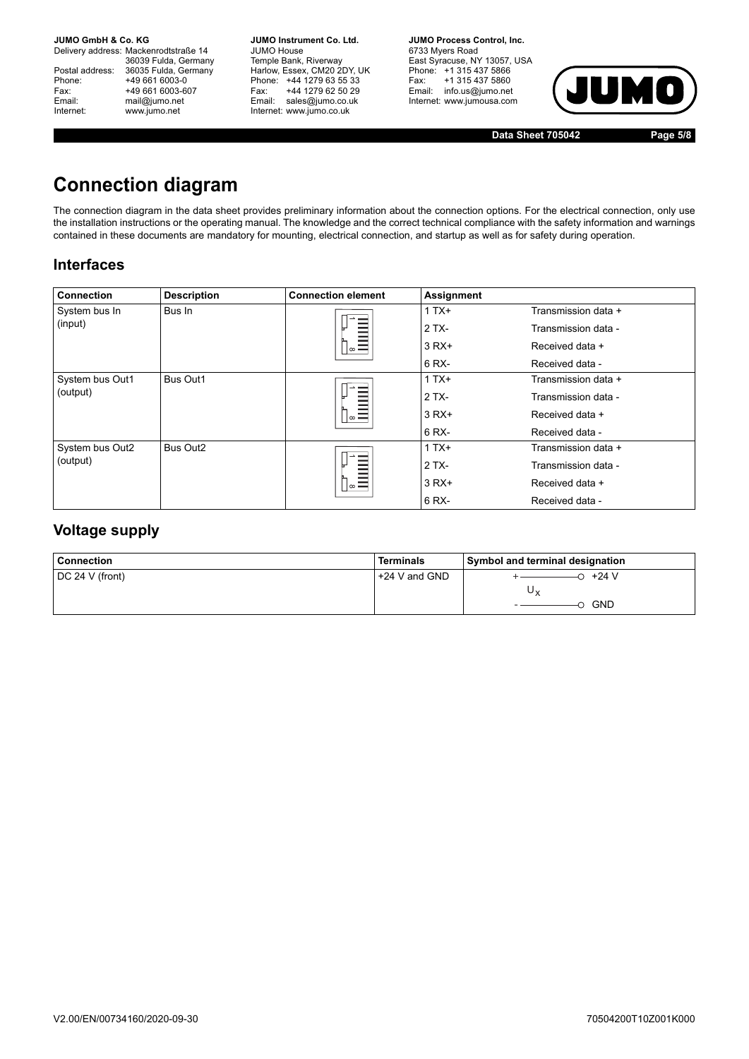# Connection diagram

The connection diagram in the data sheet provides preliminary information about the connection options. For the electrical connection, only use the installation instructions or the operating manual. The knowledge and the correct technical compliance with the safety information and warnings contained in these documents are mandatory for mounting, electrical connection, and startup as well as for safety during operation.

## Interfaces

| Connection | Description | Connection element | Assignment | |
|---|---|---|---|---|
| System bus In (input) | Bus In | | 1 TX+ | Transmission data + |
| | | | 2 TX- | Transmission data - |
| | | | 3 RX+ | Received data + |
| | | | 6 RX- | Received data - |
| System bus Out1 (output) | Bus Out1 | | 1 TX+ | Transmission data + |
| | | | 2 TX- | Transmission data - |
| | | | 3 RX+ | Received data + |
| | | | 6 RX- | Received data - |
| System bus Out2 (output) | Bus Out2 | | 1 TX+ | Transmission data + |
| | | | 2 TX- | Transmission data - |
| | | | 3 RX+ | Received data + |
| | | | 6 RX- | Received data - |

## Voltage supply

| Connection | Terminals | Symbol and terminal designation |
|---|---|---|
| DC 24 V (front) | +24 V and GND | + +24 V<br>$U_X$<br>- GND |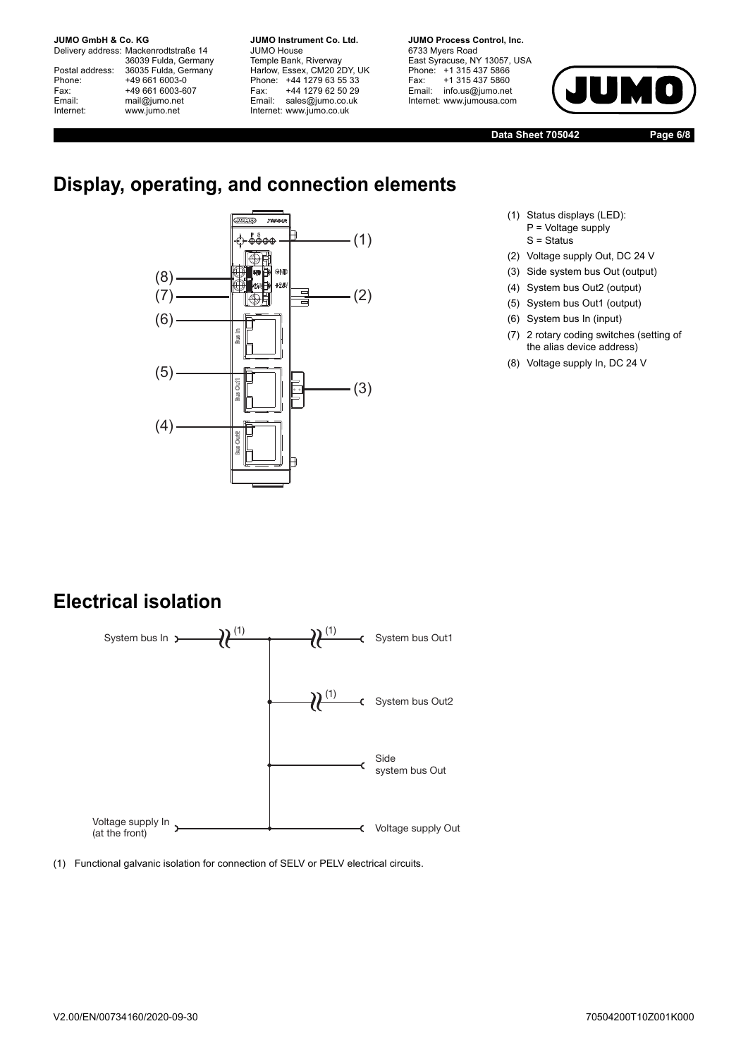## Display, operating, and connection elements

(1) Status displays (LED):
P = Voltage supply
S = Status

(2) Voltage supply Out, DC 24 V

(3) Side system bus Out (output)

(4) System bus Out2 (output)

(5) System bus Out1 (output)

(6) System bus In (input)

(7) 2 rotary coding switches (setting of the alias device address)

(8) Voltage supply In, DC 24 V

## Electrical isolation

System bus In (1) (1) System bus Out1

(1) System bus Out2

Side system bus Out

Voltage supply In (at the front)

Voltage supply Out

(1) Functional galvanic isolation for connection of SELV or PELV electrical circuits.

V2.00/EN/00734160/2020-09-30

70504200T10Z001K000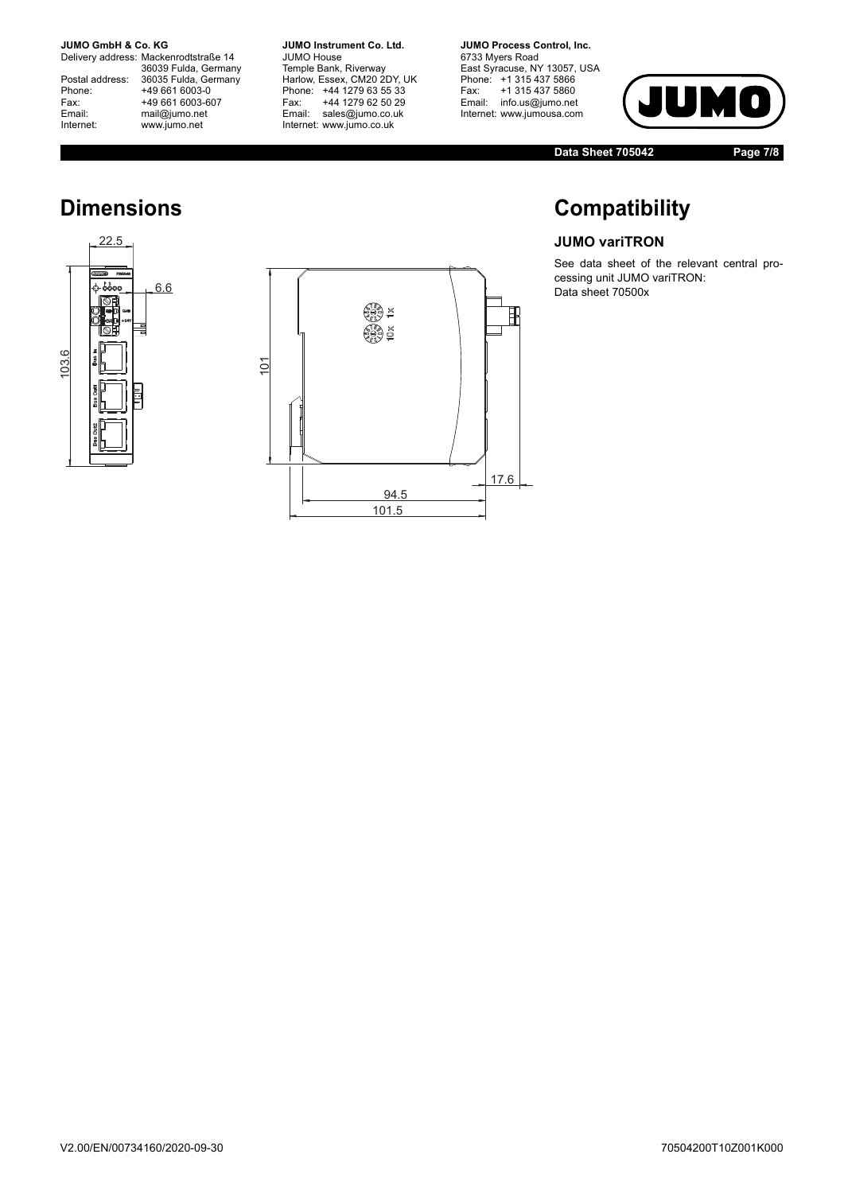# Dimensions

22.5

6.6

103.6

101

17.6

94.5

101.5

# Compatibility

### JUMO variTRON

See data sheet of the relevant central processing unit JUMO variTRON:
Data sheet 70500x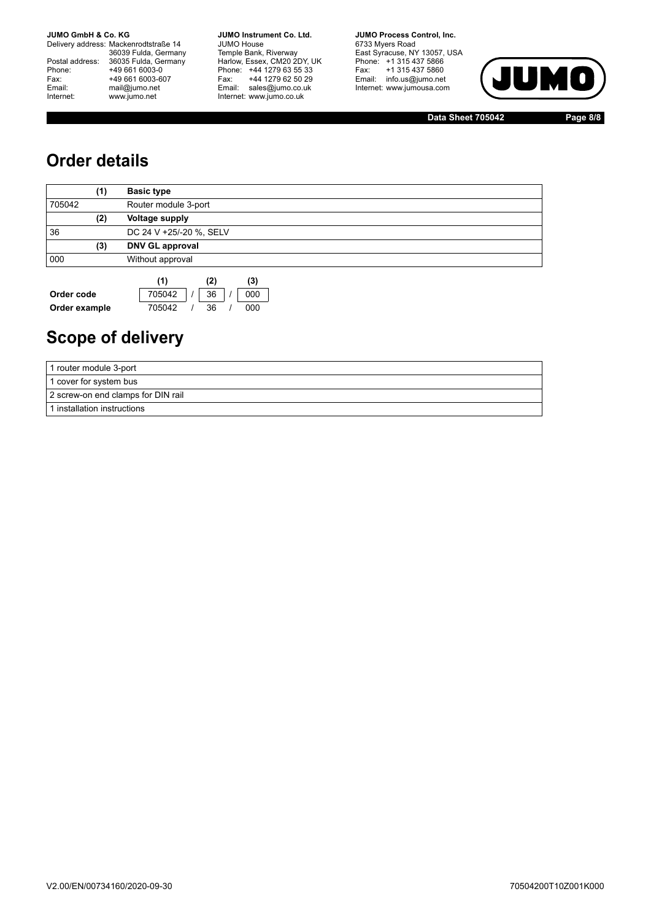## Order details

| | (1) | Basic type |
|---|---|---|
| 705042 | | Router module 3-port |
| | **(2)** | **Voltage supply** |
| 36 | | DC 24 V +25/-20 %, SELV |
| | **(3)** | **DNV GL approval** |
| 000 | | Without approval |

| | (1) | | (2) | | (3) |
|---|---|---|---|---|---|
| **Order code** | 705042 | / | 36 | / | 000 |
| **Order example** | 705042 | / | 36 | / | 000 |

## Scope of delivery

| |
|---|
| 1 router module 3-port |
| 1 cover for system bus |
| 2 screw-on end clamps for DIN rail |
| 1 installation instructions |